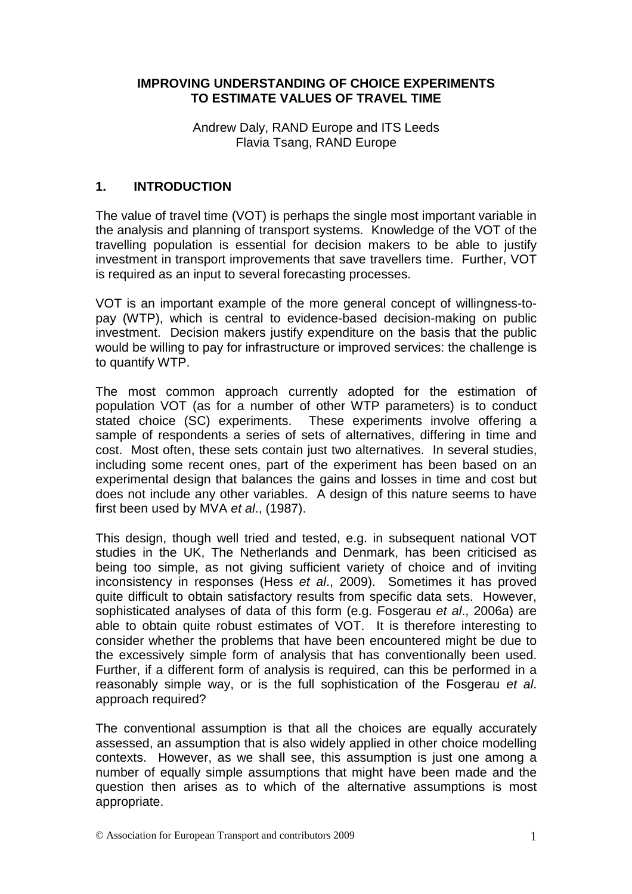# IMPROVING UNDERSTANDING OF CHOICE EXPERIMENTS TO ESTIMATE VALUES OF TRAVEL TIME

Andrew Daly, RAND Europe and ITS Leeds
Flavia Tsang, RAND Europe

## 1. INTRODUCTION

The value of travel time (VOT) is perhaps the single most important variable in the analysis and planning of transport systems. Knowledge of the VOT of the travelling population is essential for decision makers to be able to justify investment in transport improvements that save travellers time. Further, VOT is required as an input to several forecasting processes.

VOT is an important example of the more general concept of willingness-to-pay (WTP), which is central to evidence-based decision-making on public investment. Decision makers justify expenditure on the basis that the public would be willing to pay for infrastructure or improved services: the challenge is to quantify WTP.

The most common approach currently adopted for the estimation of population VOT (as for a number of other WTP parameters) is to conduct stated choice (SC) experiments. These experiments involve offering a sample of respondents a series of sets of alternatives, differing in time and cost. Most often, these sets contain just two alternatives. In several studies, including some recent ones, part of the experiment has been based on an experimental design that balances the gains and losses in time and cost but does not include any other variables. A design of this nature seems to have first been used by MVA *et al*., (1987).

This design, though well tried and tested, e.g. in subsequent national VOT studies in the UK, The Netherlands and Denmark, has been criticised as being too simple, as not giving sufficient variety of choice and of inviting inconsistency in responses (Hess *et al*., 2009). Sometimes it has proved quite difficult to obtain satisfactory results from specific data sets. However, sophisticated analyses of data of this form (e.g. Fosgerau *et al*., 2006a) are able to obtain quite robust estimates of VOT. It is therefore interesting to consider whether the problems that have been encountered might be due to the excessively simple form of analysis that has conventionally been used. Further, if a different form of analysis is required, can this be performed in a reasonably simple way, or is the full sophistication of the Fosgerau *et al*. approach required?

The conventional assumption is that all the choices are equally accurately assessed, an assumption that is also widely applied in other choice modelling contexts. However, as we shall see, this assumption is just one among a number of equally simple assumptions that might have been made and the question then arises as to which of the alternative assumptions is most appropriate.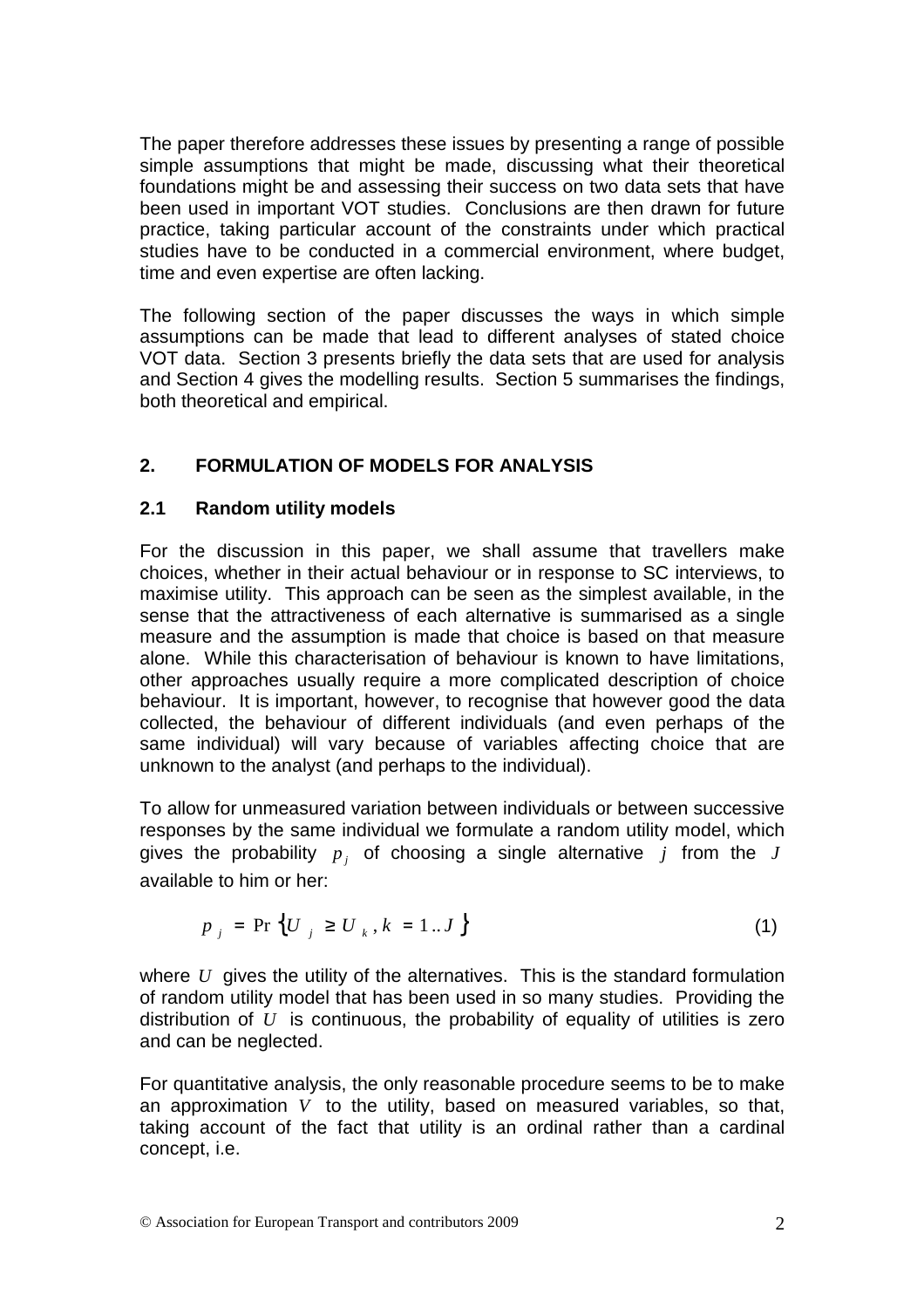The paper therefore addresses these issues by presenting a range of possible simple assumptions that might be made, discussing what their theoretical foundations might be and assessing their success on two data sets that have been used in important VOT studies. Conclusions are then drawn for future practice, taking particular account of the constraints under which practical studies have to be conducted in a commercial environment, where budget, time and even expertise are often lacking.

The following section of the paper discusses the ways in which simple assumptions can be made that lead to different analyses of stated choice VOT data. Section 3 presents briefly the data sets that are used for analysis and Section 4 gives the modelling results. Section 5 summarises the findings, both theoretical and empirical.

## 2. FORMULATION OF MODELS FOR ANALYSIS

### 2.1 Random utility models

For the discussion in this paper, we shall assume that travellers make choices, whether in their actual behaviour or in response to SC interviews, to maximise utility. This approach can be seen as the simplest available, in the sense that the attractiveness of each alternative is summarised as a single measure and the assumption is made that choice is based on that measure alone. While this characterisation of behaviour is known to have limitations, other approaches usually require a more complicated description of choice behaviour. It is important, however, to recognise that however good the data collected, the behaviour of different individuals (and even perhaps of the same individual) will vary because of variables affecting choice that are unknown to the analyst (and perhaps to the individual).

To allow for unmeasured variation between individuals or between successive responses by the same individual we formulate a random utility model, which gives the probability $p_j$ of choosing a single alternative $j$ from the $J$ available to him or her:

$$p_j = \Pr\left\{U_j \geq U_k, k = 1..J\right\} \tag{1}$$

where $U$ gives the utility of the alternatives. This is the standard formulation of random utility model that has been used in so many studies. Providing the distribution of $U$ is continuous, the probability of equality of utilities is zero and can be neglected.

For quantitative analysis, the only reasonable procedure seems to be to make an approximation $V$ to the utility, based on measured variables, so that, taking account of the fact that utility is an ordinal rather than a cardinal concept, i.e.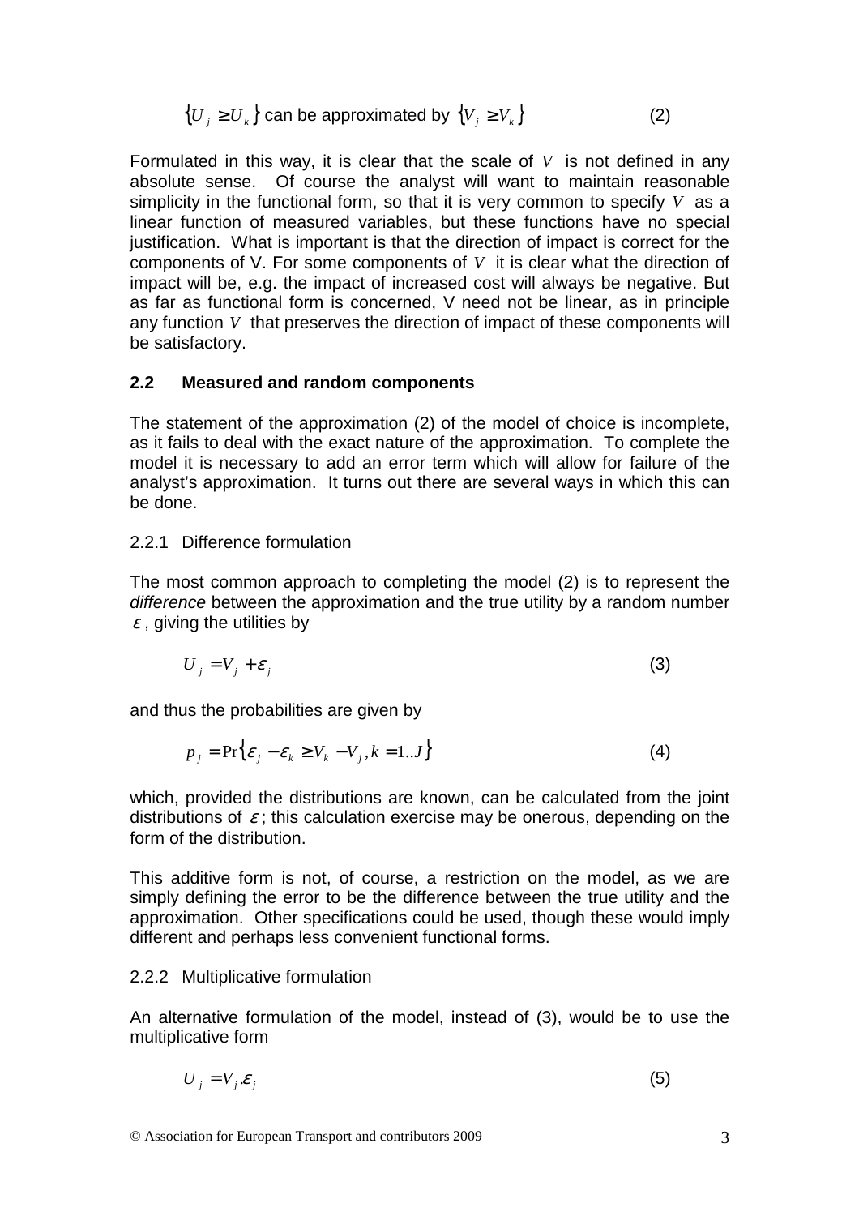$$\{U_j \geq U_k\} \text{ can be approximated by } \{V_j \geq V_k\} \qquad (2)$$

Formulated in this way, it is clear that the scale of $V$ is not defined in any absolute sense. Of course the analyst will want to maintain reasonable simplicity in the functional form, so that it is very common to specify $V$ as a linear function of measured variables, but these functions have no special justification. What is important is that the direction of impact is correct for the components of V. For some components of $V$ it is clear what the direction of impact will be, e.g. the impact of increased cost will always be negative. But as far as functional form is concerned, V need not be linear, as in principle any function $V$ that preserves the direction of impact of these components will be satisfactory.

### 2.2 Measured and random components

The statement of the approximation (2) of the model of choice is incomplete, as it fails to deal with the exact nature of the approximation. To complete the model it is necessary to add an error term which will allow for failure of the analyst's approximation. It turns out there are several ways in which this can be done.

#### 2.2.1 Difference formulation

The most common approach to completing the model (2) is to represent the *difference* between the approximation and the true utility by a random number $\varepsilon$, giving the utilities by

$$U_j = V_j + \varepsilon_j \qquad (3)$$

and thus the probabilities are given by

$$p_j = \Pr\{\varepsilon_j - \varepsilon_k \geq V_k - V_j, k = 1..J\} \qquad (4)$$

which, provided the distributions are known, can be calculated from the joint distributions of $\varepsilon$; this calculation exercise may be onerous, depending on the form of the distribution.

This additive form is not, of course, a restriction on the model, as we are simply defining the error to be the difference between the true utility and the approximation. Other specifications could be used, though these would imply different and perhaps less convenient functional forms.

#### 2.2.2 Multiplicative formulation

An alternative formulation of the model, instead of (3), would be to use the multiplicative form

$$U_j = V_j.\varepsilon_j \qquad (5)$$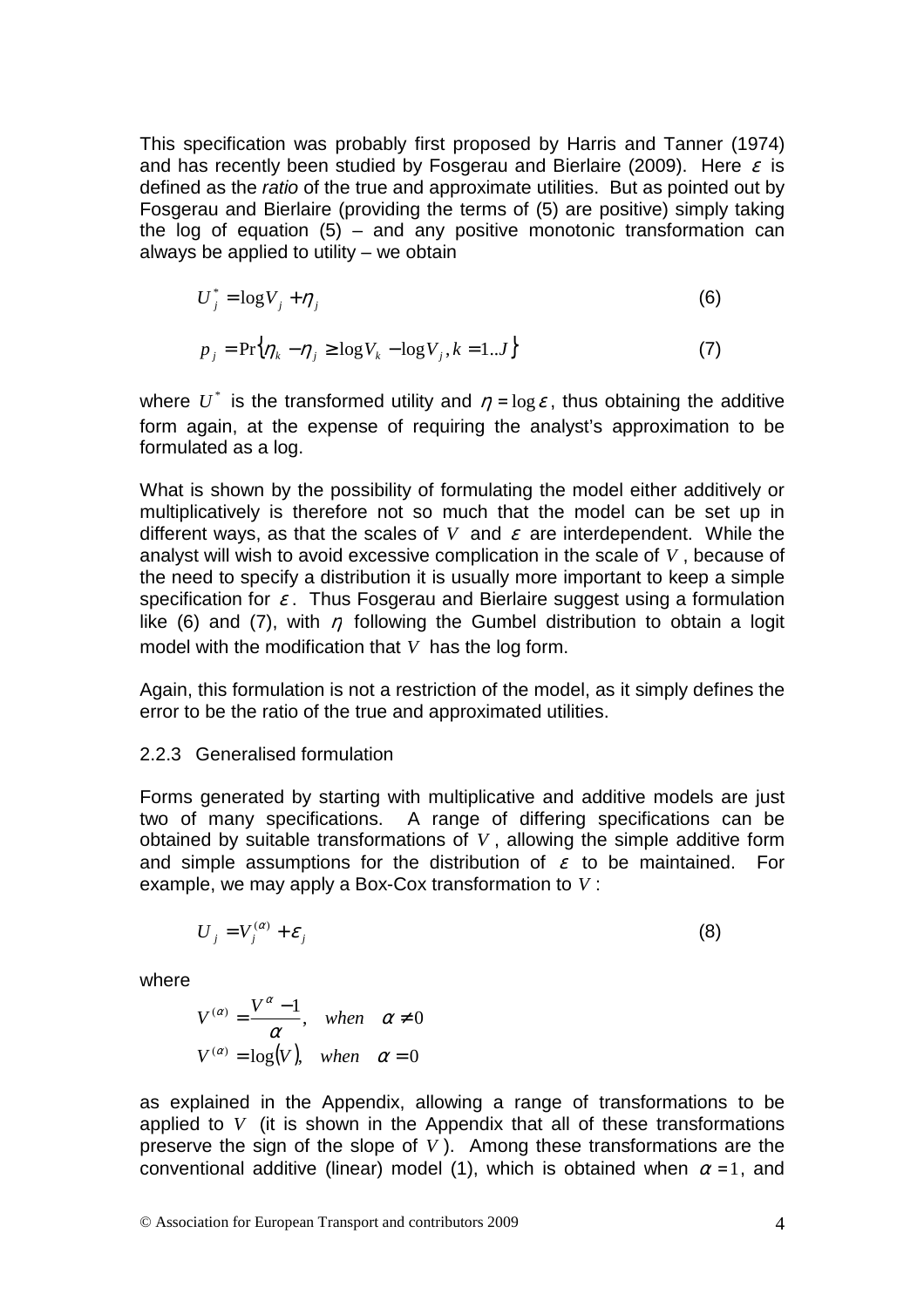This specification was probably first proposed by Harris and Tanner (1974) and has recently been studied by Fosgerau and Bierlaire (2009). Here $\varepsilon$ is defined as the *ratio* of the true and approximate utilities. But as pointed out by Fosgerau and Bierlaire (providing the terms of (5) are positive) simply taking the log of equation (5) – and any positive monotonic transformation can always be applied to utility – we obtain

$$U_j^* = \log V_j + \eta_j \tag{6}$$

$$p_j = \Pr\{\eta_k - \eta_j \geq \log V_k - \log V_j, k = 1..J\} \tag{7}$$

where $U^*$ is the transformed utility and $\eta = \log \varepsilon$, thus obtaining the additive form again, at the expense of requiring the analyst's approximation to be formulated as a log.

What is shown by the possibility of formulating the model either additively or multiplicatively is therefore not so much that the model can be set up in different ways, as that the scales of $V$ and $\varepsilon$ are interdependent. While the analyst will wish to avoid excessive complication in the scale of $V$, because of the need to specify a distribution it is usually more important to keep a simple specification for $\varepsilon$. Thus Fosgerau and Bierlaire suggest using a formulation like (6) and (7), with $\eta$ following the Gumbel distribution to obtain a logit model with the modification that $V$ has the log form.

Again, this formulation is not a restriction of the model, as it simply defines the error to be the ratio of the true and approximated utilities.

### 2.2.3 Generalised formulation

Forms generated by starting with multiplicative and additive models are just two of many specifications. A range of differing specifications can be obtained by suitable transformations of $V$, allowing the simple additive form and simple assumptions for the distribution of $\varepsilon$ to be maintained. For example, we may apply a Box-Cox transformation to $V$:

$$U_j = V_j^{(\alpha)} + \varepsilon_j \tag{8}$$

where

$$V^{(\alpha)} = \frac{V^\alpha - 1}{\alpha}, \quad when \quad \alpha \neq 0$$
$$V^{(\alpha)} = \log(V), \quad when \quad \alpha = 0$$

as explained in the Appendix, allowing a range of transformations to be applied to $V$ (it is shown in the Appendix that all of these transformations preserve the sign of the slope of $V$). Among these transformations are the conventional additive (linear) model (1), which is obtained when $\alpha = 1$, and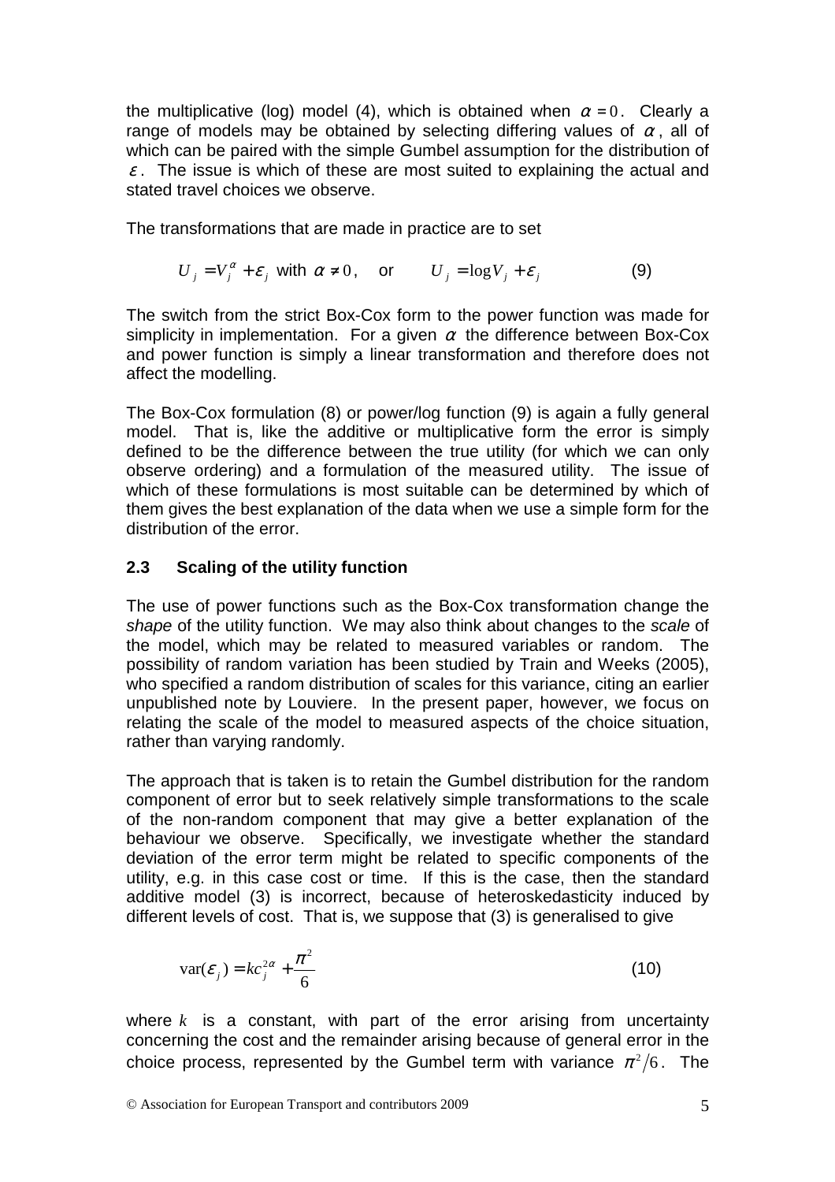the multiplicative (log) model (4), which is obtained when $\alpha = 0$. Clearly a range of models may be obtained by selecting differing values of $\alpha$, all of which can be paired with the simple Gumbel assumption for the distribution of $\varepsilon$. The issue is which of these are most suited to explaining the actual and stated travel choices we observe.

The transformations that are made in practice are to set

$$U_j = V_j^{\alpha} + \varepsilon_j \text{ with } \alpha \neq 0, \quad \text{or} \qquad U_j = \log V_j + \varepsilon_j \tag{9}$$

The switch from the strict Box-Cox form to the power function was made for simplicity in implementation. For a given $\alpha$ the difference between Box-Cox and power function is simply a linear transformation and therefore does not affect the modelling.

The Box-Cox formulation (8) or power/log function (9) is again a fully general model. That is, like the additive or multiplicative form the error is simply defined to be the difference between the true utility (for which we can only observe ordering) and a formulation of the measured utility. The issue of which of these formulations is most suitable can be determined by which of them gives the best explanation of the data when we use a simple form for the distribution of the error.

### 2.3 Scaling of the utility function

The use of power functions such as the Box-Cox transformation change the *shape* of the utility function. We may also think about changes to the *scale* of the model, which may be related to measured variables or random. The possibility of random variation has been studied by Train and Weeks (2005), who specified a random distribution of scales for this variance, citing an earlier unpublished note by Louviere. In the present paper, however, we focus on relating the scale of the model to measured aspects of the choice situation, rather than varying randomly.

The approach that is taken is to retain the Gumbel distribution for the random component of error but to seek relatively simple transformations to the scale of the non-random component that may give a better explanation of the behaviour we observe. Specifically, we investigate whether the standard deviation of the error term might be related to specific components of the utility, e.g. in this case cost or time. If this is the case, then the standard additive model (3) is incorrect, because of heteroskedasticity induced by different levels of cost. That is, we suppose that (3) is generalised to give

$$\operatorname{var}(\varepsilon_j) = k c_j^{2\alpha} + \frac{\pi^2}{6} \tag{10}$$

where $k$ is a constant, with part of the error arising from uncertainty concerning the cost and the remainder arising because of general error in the choice process, represented by the Gumbel term with variance $\pi^2/6$. The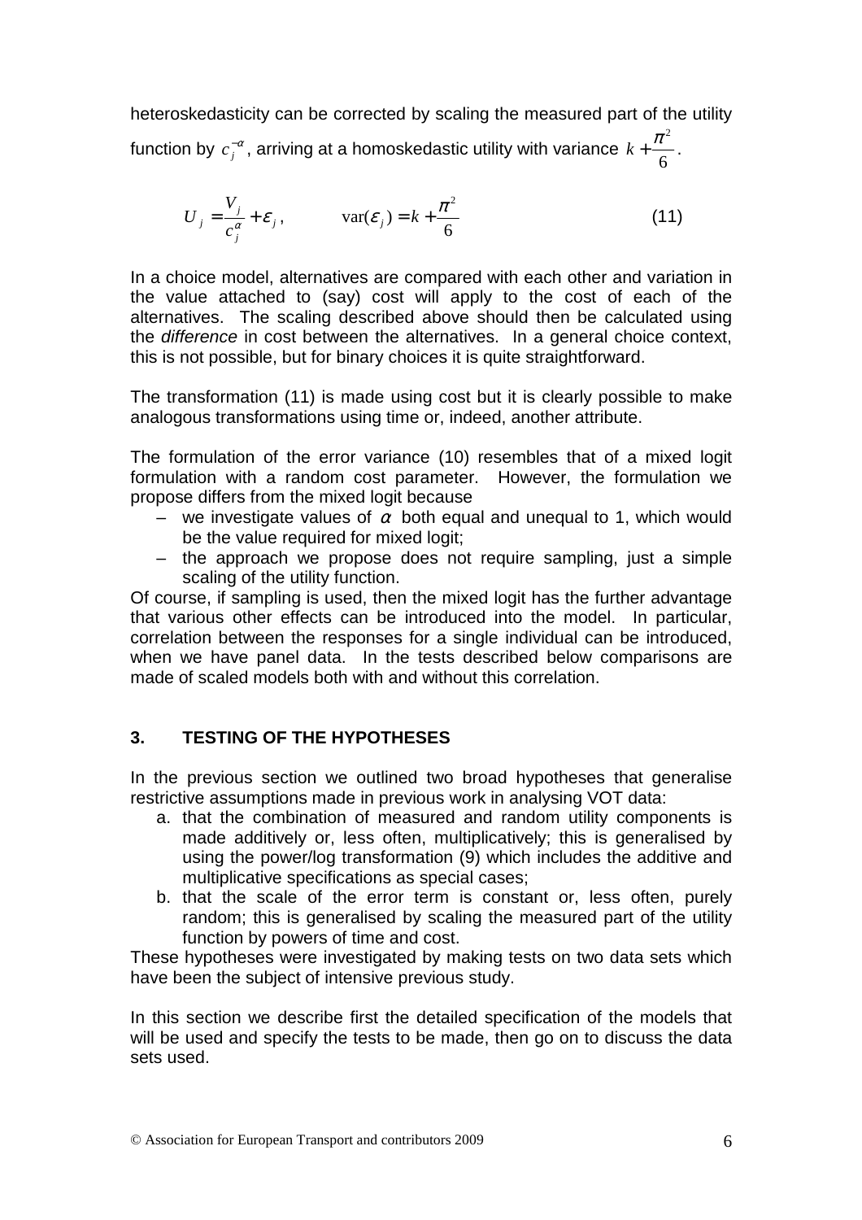heteroskedasticity can be corrected by scaling the measured part of the utility function by $c_j^{-\alpha}$, arriving at a homoskedastic utility with variance $k + \frac{\pi^2}{6}$.

$$U_j = \frac{V_j}{c_j^{\alpha}} + \varepsilon_j, \qquad \text{var}(\varepsilon_j) = k + \frac{\pi^2}{6} \tag{11}$$

In a choice model, alternatives are compared with each other and variation in the value attached to (say) cost will apply to the cost of each of the alternatives. The scaling described above should then be calculated using the *difference* in cost between the alternatives. In a general choice context, this is not possible, but for binary choices it is quite straightforward.

The transformation (11) is made using cost but it is clearly possible to make analogous transformations using time or, indeed, another attribute.

The formulation of the error variance (10) resembles that of a mixed logit formulation with a random cost parameter. However, the formulation we propose differs from the mixed logit because

- we investigate values of $\alpha$ both equal and unequal to 1, which would be the value required for mixed logit;
- the approach we propose does not require sampling, just a simple scaling of the utility function.

Of course, if sampling is used, then the mixed logit has the further advantage that various other effects can be introduced into the model. In particular, correlation between the responses for a single individual can be introduced, when we have panel data. In the tests described below comparisons are made of scaled models both with and without this correlation.

## 3. TESTING OF THE HYPOTHESES

In the previous section we outlined two broad hypotheses that generalise restrictive assumptions made in previous work in analysing VOT data:

a. that the combination of measured and random utility components is made additively or, less often, multiplicatively; this is generalised by using the power/log transformation (9) which includes the additive and multiplicative specifications as special cases;
b. that the scale of the error term is constant or, less often, purely random; this is generalised by scaling the measured part of the utility function by powers of time and cost.

These hypotheses were investigated by making tests on two data sets which have been the subject of intensive previous study.

In this section we describe first the detailed specification of the models that will be used and specify the tests to be made, then go on to discuss the data sets used.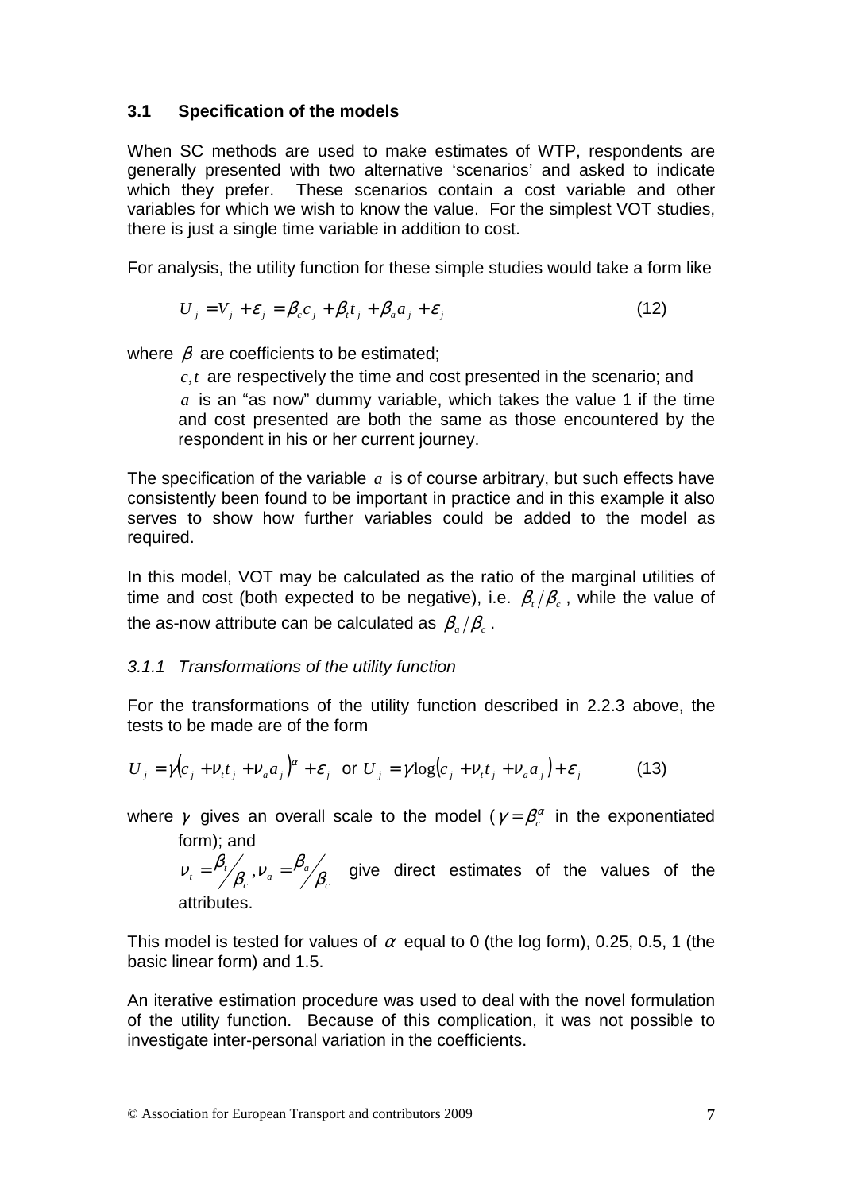### 3.1 Specification of the models

When SC methods are used to make estimates of WTP, respondents are generally presented with two alternative 'scenarios' and asked to indicate which they prefer. These scenarios contain a cost variable and other variables for which we wish to know the value. For the simplest VOT studies, there is just a single time variable in addition to cost.

For analysis, the utility function for these simple studies would take a form like

$$U_j = V_j + \varepsilon_j = \beta_c c_j + \beta_t t_j + \beta_a a_j + \varepsilon_j \tag{12}$$

where $\beta$ are coefficients to be estimated;

$c, t$ are respectively the time and cost presented in the scenario; and

$a$ is an "as now" dummy variable, which takes the value 1 if the time and cost presented are both the same as those encountered by the respondent in his or her current journey.

The specification of the variable $a$ is of course arbitrary, but such effects have consistently been found to be important in practice and in this example it also serves to show how further variables could be added to the model as required.

In this model, VOT may be calculated as the ratio of the marginal utilities of time and cost (both expected to be negative), i.e. $\beta_t / \beta_c$, while the value of the as-now attribute can be calculated as $\beta_a / \beta_c$.

#### *3.1.1 Transformations of the utility function*

For the transformations of the utility function described in 2.2.3 above, the tests to be made are of the form

$$U_j = \gamma\left(c_j + \nu_t t_j + \nu_a a_j\right)^{\alpha} + \varepsilon_j \text{ or } U_j = \gamma \log\left(c_j + \nu_t t_j + \nu_a a_j\right) + \varepsilon_j \tag{13}$$

where $\gamma$ gives an overall scale to the model ($\gamma = \beta_c^{\alpha}$ in the exponentiated form); and

$\nu_t = \beta_t / \beta_c , \nu_a = \beta_a / \beta_c$ give direct estimates of the values of the attributes.

This model is tested for values of $\alpha$ equal to 0 (the log form), 0.25, 0.5, 1 (the basic linear form) and 1.5.

An iterative estimation procedure was used to deal with the novel formulation of the utility function. Because of this complication, it was not possible to investigate inter-personal variation in the coefficients.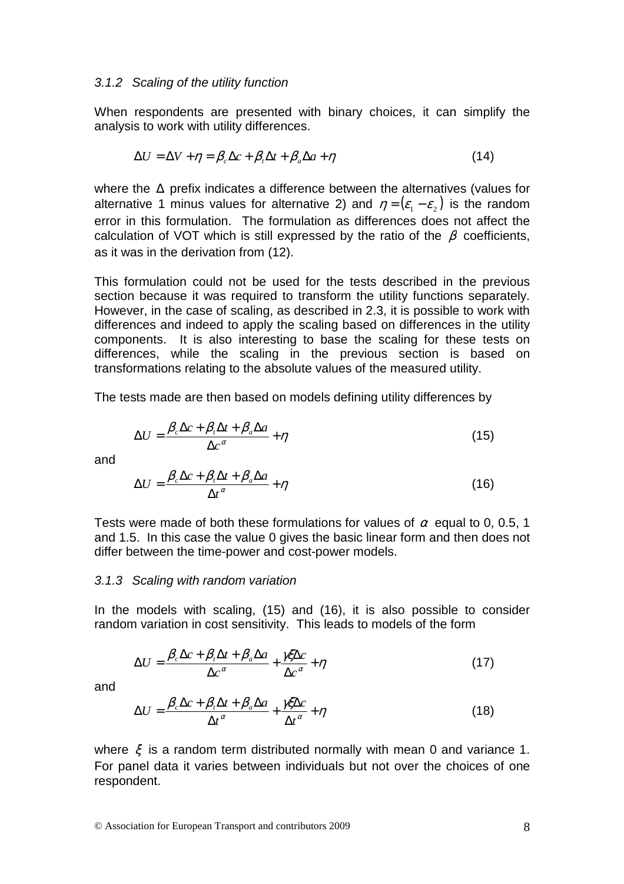### *3.1.2 Scaling of the utility function*

When respondents are presented with binary choices, it can simplify the analysis to work with utility differences.

$$\Delta U = \Delta V + \eta = \beta_c \Delta c + \beta_t \Delta t + \beta_a \Delta a + \eta \tag{14}$$

where the $\Delta$ prefix indicates a difference between the alternatives (values for alternative 1 minus values for alternative 2) and $\eta = (\varepsilon_1 - \varepsilon_2)$ is the random error in this formulation. The formulation as differences does not affect the calculation of VOT which is still expressed by the ratio of the $\beta$ coefficients, as it was in the derivation from (12).

This formulation could not be used for the tests described in the previous section because it was required to transform the utility functions separately. However, in the case of scaling, as described in 2.3, it is possible to work with differences and indeed to apply the scaling based on differences in the utility components. It is also interesting to base the scaling for these tests on differences, while the scaling in the previous section is based on transformations relating to the absolute values of the measured utility.

The tests made are then based on models defining utility differences by

$$\Delta U = \frac{\beta_c \Delta c + \beta_t \Delta t + \beta_a \Delta a}{\Delta c^{\alpha}} + \eta \tag{15}$$

and

$$\Delta U = \frac{\beta_c \Delta c + \beta_t \Delta t + \beta_a \Delta a}{\Delta t^{\alpha}} + \eta \tag{16}$$

Tests were made of both these formulations for values of $\alpha$ equal to 0, 0.5, 1 and 1.5. In this case the value 0 gives the basic linear form and then does not differ between the time-power and cost-power models.

### *3.1.3 Scaling with random variation*

In the models with scaling, (15) and (16), it is also possible to consider random variation in cost sensitivity. This leads to models of the form

$$\Delta U = \frac{\beta_c \Delta c + \beta_t \Delta t + \beta_a \Delta a}{\Delta c^{\alpha}} + \frac{\gamma \xi \Delta c}{\Delta c^{\alpha}} + \eta \tag{17}$$

and

$$\Delta U = \frac{\beta_c \Delta c + \beta_t \Delta t + \beta_a \Delta a}{\Delta t^{\alpha}} + \frac{\gamma \xi \Delta c}{\Delta t^{\alpha}} + \eta \tag{18}$$

where $\xi$ is a random term distributed normally with mean 0 and variance 1. For panel data it varies between individuals but not over the choices of one respondent.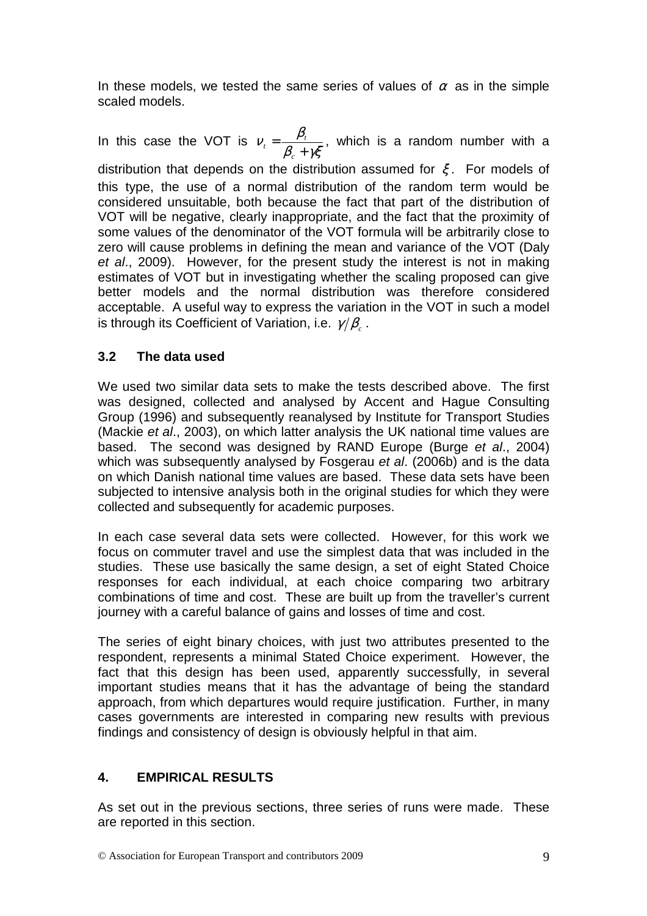In these models, we tested the same series of values of $\alpha$ as in the simple scaled models.

In this case the VOT is $v_t = \dfrac{\beta_t}{\beta_c + \gamma\xi}$, which is a random number with a distribution that depends on the distribution assumed for $\xi$. For models of this type, the use of a normal distribution of the random term would be considered unsuitable, both because the fact that part of the distribution of VOT will be negative, clearly inappropriate, and the fact that the proximity of some values of the denominator of the VOT formula will be arbitrarily close to zero will cause problems in defining the mean and variance of the VOT (Daly *et al*., 2009). However, for the present study the interest is not in making estimates of VOT but in investigating whether the scaling proposed can give better models and the normal distribution was therefore considered acceptable. A useful way to express the variation in the VOT in such a model is through its Coefficient of Variation, i.e. $\gamma/\beta_c$.

### 3.2 The data used

We used two similar data sets to make the tests described above. The first was designed, collected and analysed by Accent and Hague Consulting Group (1996) and subsequently reanalysed by Institute for Transport Studies (Mackie *et al*., 2003), on which latter analysis the UK national time values are based. The second was designed by RAND Europe (Burge *et al*., 2004) which was subsequently analysed by Fosgerau *et al*. (2006b) and is the data on which Danish national time values are based. These data sets have been subjected to intensive analysis both in the original studies for which they were collected and subsequently for academic purposes.

In each case several data sets were collected. However, for this work we focus on commuter travel and use the simplest data that was included in the studies. These use basically the same design, a set of eight Stated Choice responses for each individual, at each choice comparing two arbitrary combinations of time and cost. These are built up from the traveller's current journey with a careful balance of gains and losses of time and cost.

The series of eight binary choices, with just two attributes presented to the respondent, represents a minimal Stated Choice experiment. However, the fact that this design has been used, apparently successfully, in several important studies means that it has the advantage of being the standard approach, from which departures would require justification. Further, in many cases governments are interested in comparing new results with previous findings and consistency of design is obviously helpful in that aim.

## 4. EMPIRICAL RESULTS

As set out in the previous sections, three series of runs were made. These are reported in this section.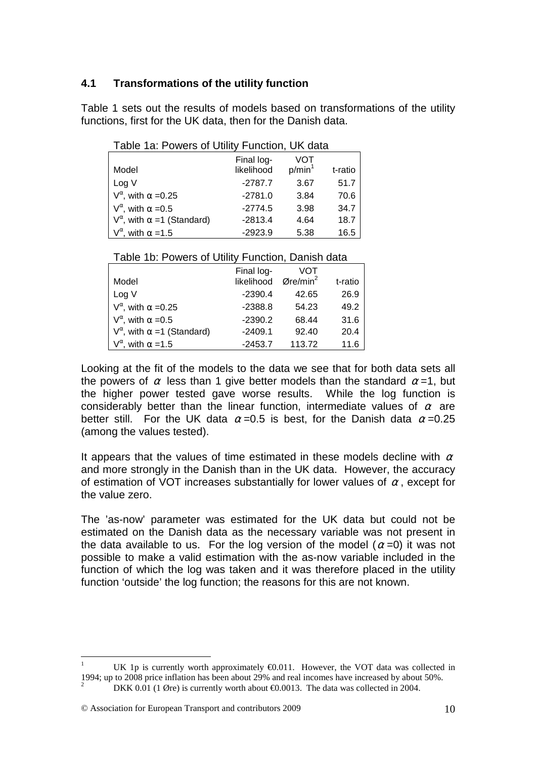### 4.1 Transformations of the utility function

Table 1 sets out the results of models based on transformations of the utility functions, first for the UK data, then for the Danish data.

Table 1a: Powers of Utility Function, UK data

| Model | Final log-likelihood | VOT p/min[1] | t-ratio |
|---|---|---|---|
| Log V | -2787.7 | 3.67 | 51.7 |
| $V^{\alpha}$, with $\alpha$ =0.25 | -2781.0 | 3.84 | 70.6 |
| $V^{\alpha}$, with $\alpha$ =0.5 | -2774.5 | 3.98 | 34.7 |
| $V^{\alpha}$, with $\alpha$ =1 (Standard) | -2813.4 | 4.64 | 18.7 |
| $V^{\alpha}$, with $\alpha$ =1.5 | -2923.9 | 5.38 | 16.5 |

Table 1b: Powers of Utility Function, Danish data

| Model | Final log-likelihood | VOT Øre/min[2] | t-ratio |
|---|---|---|---|
| Log V | -2390.4 | 42.65 | 26.9 |
| $V^{\alpha}$, with $\alpha$ =0.25 | -2388.8 | 54.23 | 49.2 |
| $V^{\alpha}$, with $\alpha$ =0.5 | -2390.2 | 68.44 | 31.6 |
| $V^{\alpha}$, with $\alpha$ =1 (Standard) | -2409.1 | 92.40 | 20.4 |
| $V^{\alpha}$, with $\alpha$ =1.5 | -2453.7 | 113.72 | 11.6 |

Looking at the fit of the models to the data we see that for both data sets all the powers of $\alpha$ less than 1 give better models than the standard $\alpha$=1, but the higher power tested gave worse results. While the log function is considerably better than the linear function, intermediate values of $\alpha$ are better still. For the UK data $\alpha$=0.5 is best, for the Danish data $\alpha$=0.25 (among the values tested).

It appears that the values of time estimated in these models decline with $\alpha$ and more strongly in the Danish than in the UK data. However, the accuracy of estimation of VOT increases substantially for lower values of $\alpha$, except for the value zero.

The 'as-now' parameter was estimated for the UK data but could not be estimated on the Danish data as the necessary variable was not present in the data available to us. For the log version of the model ($\alpha$=0) it was not possible to make a valid estimation with the as-now variable included in the function of which the log was taken and it was therefore placed in the utility function 'outside' the log function; the reasons for this are not known.

[1] UK 1p is currently worth approximately €0.011. However, the VOT data was collected in 1994; up to 2008 price inflation has been about 29% and real incomes have increased by about 50%.

[2] DKK 0.01 (1 Øre) is currently worth about €0.0013. The data was collected in 2004.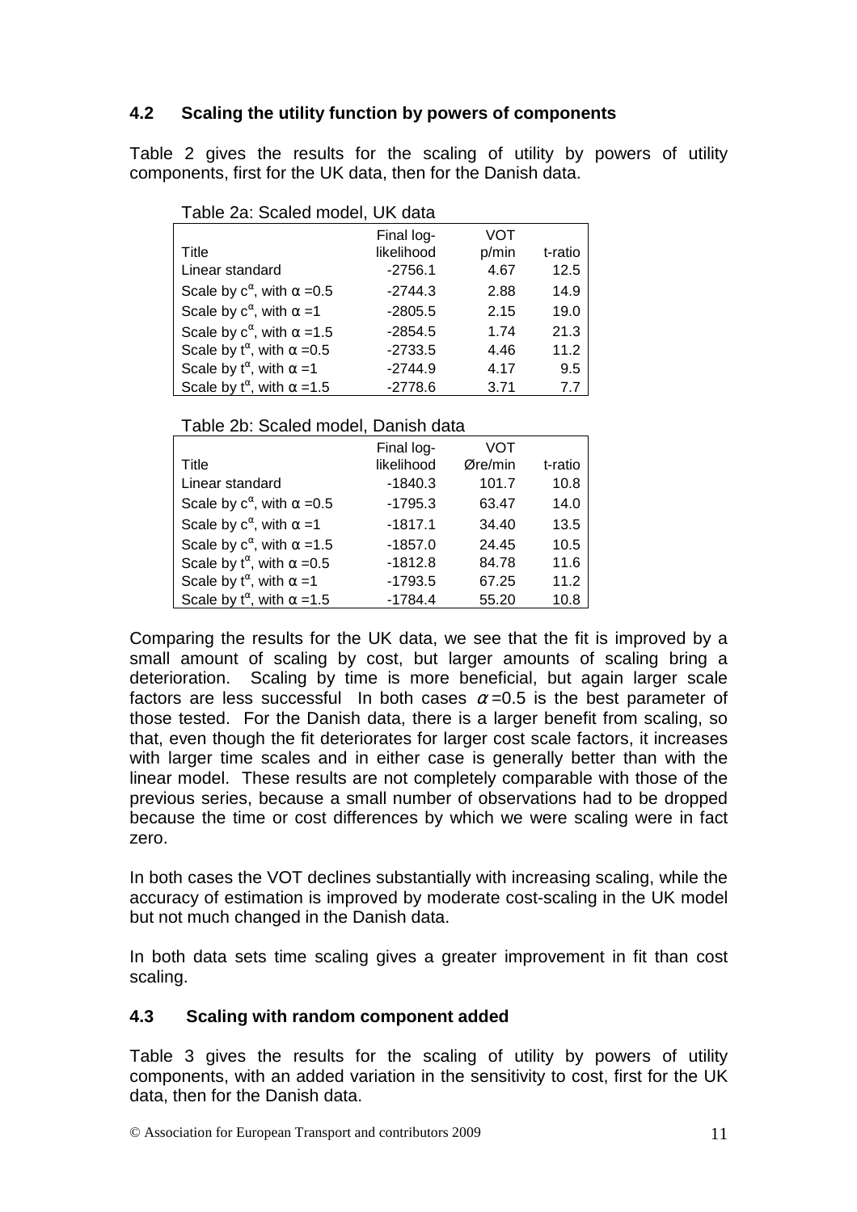### 4.2 Scaling the utility function by powers of components

Table 2 gives the results for the scaling of utility by powers of utility components, first for the UK data, then for the Danish data.

Table 2a: Scaled model, UK data

| Title | Final log-likelihood | VOT p/min | t-ratio |
|---|---|---|---|
| Linear standard | -2756.1 | 4.67 | 12.5 |
| Scale by $c^{\alpha}$, with $\alpha$ =0.5 | -2744.3 | 2.88 | 14.9 |
| Scale by $c^{\alpha}$, with $\alpha$ =1 | -2805.5 | 2.15 | 19.0 |
| Scale by $c^{\alpha}$, with $\alpha$ =1.5 | -2854.5 | 1.74 | 21.3 |
| Scale by $t^{\alpha}$, with $\alpha$ =0.5 | -2733.5 | 4.46 | 11.2 |
| Scale by $t^{\alpha}$, with $\alpha$ =1 | -2744.9 | 4.17 | 9.5 |
| Scale by $t^{\alpha}$, with $\alpha$ =1.5 | -2778.6 | 3.71 | 7.7 |

Table 2b: Scaled model, Danish data

| Title | Final log-likelihood | VOT Øre/min | t-ratio |
|---|---|---|---|
| Linear standard | -1840.3 | 101.7 | 10.8 |
| Scale by $c^{\alpha}$, with $\alpha$ =0.5 | -1795.3 | 63.47 | 14.0 |
| Scale by $c^{\alpha}$, with $\alpha$ =1 | -1817.1 | 34.40 | 13.5 |
| Scale by $c^{\alpha}$, with $\alpha$ =1.5 | -1857.0 | 24.45 | 10.5 |
| Scale by $t^{\alpha}$, with $\alpha$ =0.5 | -1812.8 | 84.78 | 11.6 |
| Scale by $t^{\alpha}$, with $\alpha$ =1 | -1793.5 | 67.25 | 11.2 |
| Scale by $t^{\alpha}$, with $\alpha$ =1.5 | -1784.4 | 55.20 | 10.8 |

Comparing the results for the UK data, we see that the fit is improved by a small amount of scaling by cost, but larger amounts of scaling bring a deterioration. Scaling by time is more beneficial, but again larger scale factors are less successful In both cases $\alpha$=0.5 is the best parameter of those tested. For the Danish data, there is a larger benefit from scaling, so that, even though the fit deteriorates for larger cost scale factors, it increases with larger time scales and in either case is generally better than with the linear model. These results are not completely comparable with those of the previous series, because a small number of observations had to be dropped because the time or cost differences by which we were scaling were in fact zero.

In both cases the VOT declines substantially with increasing scaling, while the accuracy of estimation is improved by moderate cost-scaling in the UK model but not much changed in the Danish data.

In both data sets time scaling gives a greater improvement in fit than cost scaling.

### 4.3 Scaling with random component added

Table 3 gives the results for the scaling of utility by powers of utility components, with an added variation in the sensitivity to cost, first for the UK data, then for the Danish data.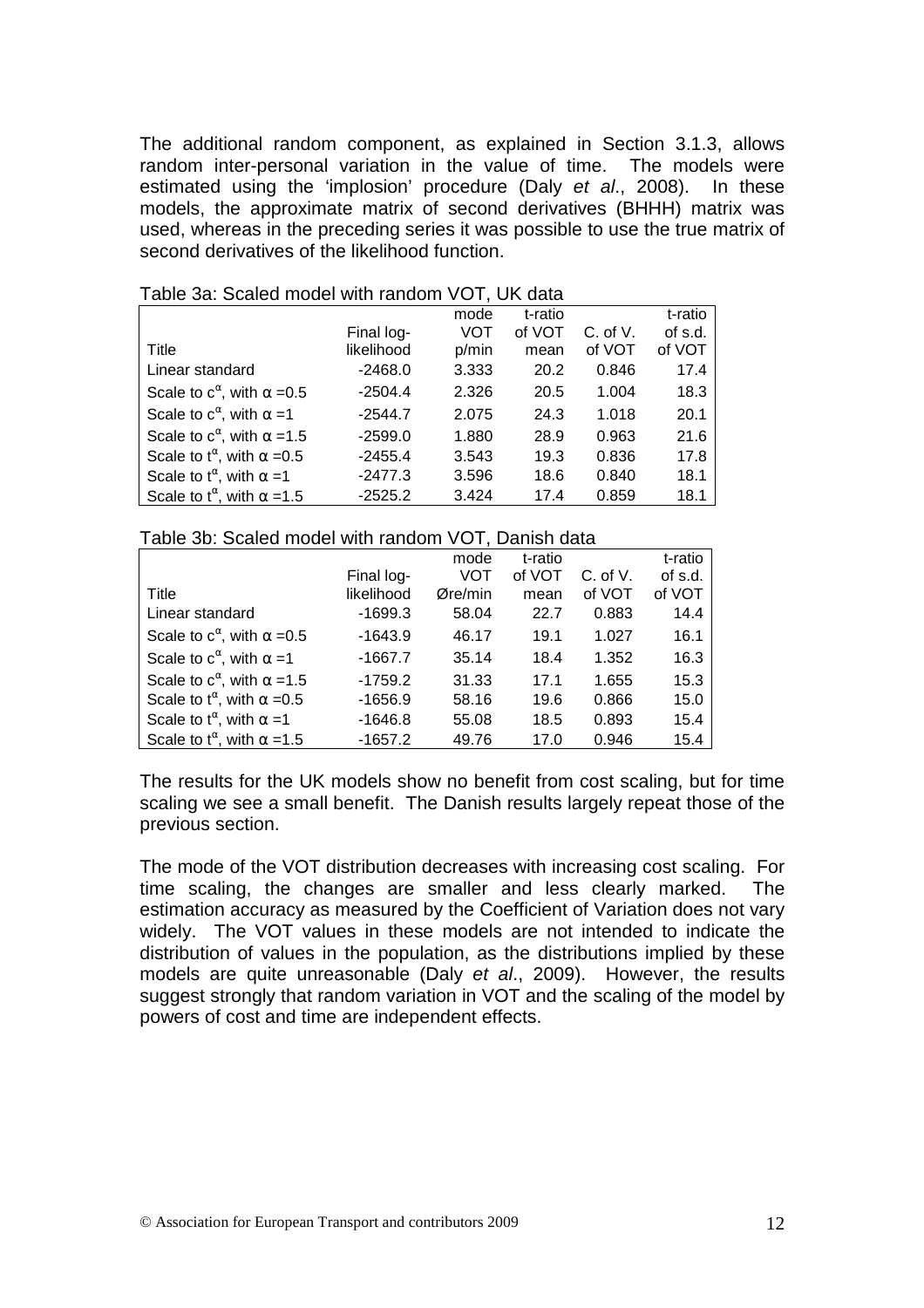The additional random component, as explained in Section 3.1.3, allows random inter-personal variation in the value of time. The models were estimated using the 'implosion' procedure (Daly *et al*., 2008). In these models, the approximate matrix of second derivatives (BHHH) matrix was used, whereas in the preceding series it was possible to use the true matrix of second derivatives of the likelihood function.

Table 3a: Scaled model with random VOT, UK data

| Title | Final log-likelihood | mode VOT p/min | t-ratio of VOT mean | C. of V. of VOT | t-ratio of s.d. of VOT |
|---|---|---|---|---|---|
| Linear standard | -2468.0 | 3.333 | 20.2 | 0.846 | 17.4 |
| Scale to $c^{\alpha}$, with $\alpha$ =0.5 | -2504.4 | 2.326 | 20.5 | 1.004 | 18.3 |
| Scale to $c^{\alpha}$, with $\alpha$ =1 | -2544.7 | 2.075 | 24.3 | 1.018 | 20.1 |
| Scale to $c^{\alpha}$, with $\alpha$ =1.5 | -2599.0 | 1.880 | 28.9 | 0.963 | 21.6 |
| Scale to $t^{\alpha}$, with $\alpha$ =0.5 | -2455.4 | 3.543 | 19.3 | 0.836 | 17.8 |
| Scale to $t^{\alpha}$, with $\alpha$ =1 | -2477.3 | 3.596 | 18.6 | 0.840 | 18.1 |
| Scale to $t^{\alpha}$, with $\alpha$ =1.5 | -2525.2 | 3.424 | 17.4 | 0.859 | 18.1 |

Table 3b: Scaled model with random VOT, Danish data

| Title | Final log-likelihood | mode VOT Øre/min | t-ratio of VOT mean | C. of V. of VOT | t-ratio of s.d. of VOT |
|---|---|---|---|---|---|
| Linear standard | -1699.3 | 58.04 | 22.7 | 0.883 | 14.4 |
| Scale to $c^{\alpha}$, with $\alpha$ =0.5 | -1643.9 | 46.17 | 19.1 | 1.027 | 16.1 |
| Scale to $c^{\alpha}$, with $\alpha$ =1 | -1667.7 | 35.14 | 18.4 | 1.352 | 16.3 |
| Scale to $c^{\alpha}$, with $\alpha$ =1.5 | -1759.2 | 31.33 | 17.1 | 1.655 | 15.3 |
| Scale to $t^{\alpha}$, with $\alpha$ =0.5 | -1656.9 | 58.16 | 19.6 | 0.866 | 15.0 |
| Scale to $t^{\alpha}$, with $\alpha$ =1 | -1646.8 | 55.08 | 18.5 | 0.893 | 15.4 |
| Scale to $t^{\alpha}$, with $\alpha$ =1.5 | -1657.2 | 49.76 | 17.0 | 0.946 | 15.4 |

The results for the UK models show no benefit from cost scaling, but for time scaling we see a small benefit. The Danish results largely repeat those of the previous section.

The mode of the VOT distribution decreases with increasing cost scaling. For time scaling, the changes are smaller and less clearly marked. The estimation accuracy as measured by the Coefficient of Variation does not vary widely. The VOT values in these models are not intended to indicate the distribution of values in the population, as the distributions implied by these models are quite unreasonable (Daly *et al*., 2009). However, the results suggest strongly that random variation in VOT and the scaling of the model by powers of cost and time are independent effects.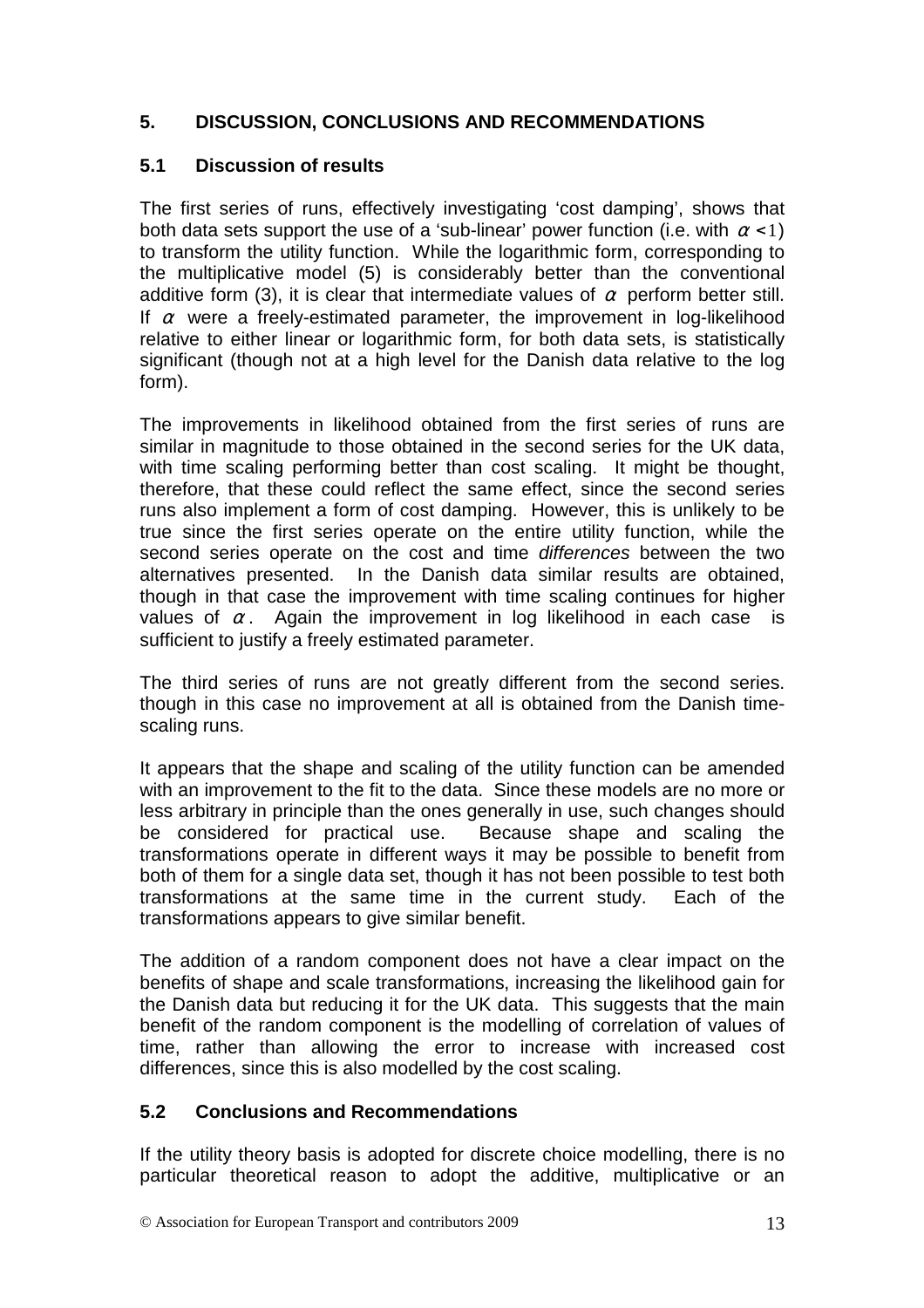## 5. DISCUSSION, CONCLUSIONS AND RECOMMENDATIONS

### 5.1 Discussion of results

The first series of runs, effectively investigating 'cost damping', shows that both data sets support the use of a 'sub-linear' power function (i.e. with $\alpha < 1$) to transform the utility function. While the logarithmic form, corresponding to the multiplicative model (5) is considerably better than the conventional additive form (3), it is clear that intermediate values of $\alpha$ perform better still. If $\alpha$ were a freely-estimated parameter, the improvement in log-likelihood relative to either linear or logarithmic form, for both data sets, is statistically significant (though not at a high level for the Danish data relative to the log form).

The improvements in likelihood obtained from the first series of runs are similar in magnitude to those obtained in the second series for the UK data, with time scaling performing better than cost scaling. It might be thought, therefore, that these could reflect the same effect, since the second series runs also implement a form of cost damping. However, this is unlikely to be true since the first series operate on the entire utility function, while the second series operate on the cost and time *differences* between the two alternatives presented. In the Danish data similar results are obtained, though in that case the improvement with time scaling continues for higher values of $\alpha$. Again the improvement in log likelihood in each case is sufficient to justify a freely estimated parameter.

The third series of runs are not greatly different from the second series. though in this case no improvement at all is obtained from the Danish time-scaling runs.

It appears that the shape and scaling of the utility function can be amended with an improvement to the fit to the data. Since these models are no more or less arbitrary in principle than the ones generally in use, such changes should be considered for practical use. Because shape and scaling the transformations operate in different ways it may be possible to benefit from both of them for a single data set, though it has not been possible to test both transformations at the same time in the current study. Each of the transformations appears to give similar benefit.

The addition of a random component does not have a clear impact on the benefits of shape and scale transformations, increasing the likelihood gain for the Danish data but reducing it for the UK data. This suggests that the main benefit of the random component is the modelling of correlation of values of time, rather than allowing the error to increase with increased cost differences, since this is also modelled by the cost scaling.

### 5.2 Conclusions and Recommendations

If the utility theory basis is adopted for discrete choice modelling, there is no particular theoretical reason to adopt the additive, multiplicative or an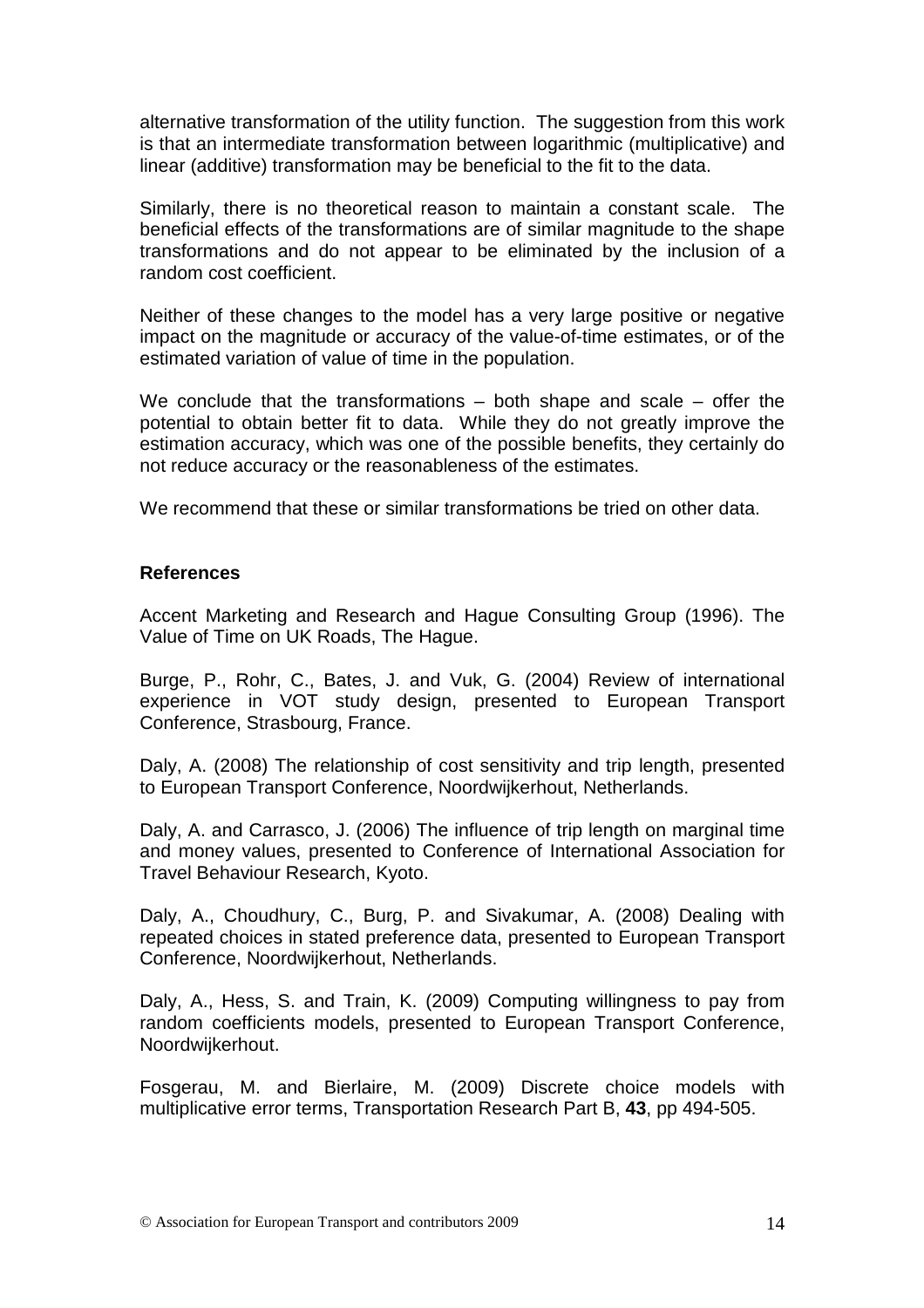alternative transformation of the utility function. The suggestion from this work is that an intermediate transformation between logarithmic (multiplicative) and linear (additive) transformation may be beneficial to the fit to the data.

Similarly, there is no theoretical reason to maintain a constant scale. The beneficial effects of the transformations are of similar magnitude to the shape transformations and do not appear to be eliminated by the inclusion of a random cost coefficient.

Neither of these changes to the model has a very large positive or negative impact on the magnitude or accuracy of the value-of-time estimates, or of the estimated variation of value of time in the population.

We conclude that the transformations – both shape and scale – offer the potential to obtain better fit to data. While they do not greatly improve the estimation accuracy, which was one of the possible benefits, they certainly do not reduce accuracy or the reasonableness of the estimates.

We recommend that these or similar transformations be tried on other data.

### References

Accent Marketing and Research and Hague Consulting Group (1996). The Value of Time on UK Roads, The Hague.

Burge, P., Rohr, C., Bates, J. and Vuk, G. (2004) Review of international experience in VOT study design, presented to European Transport Conference, Strasbourg, France.

Daly, A. (2008) The relationship of cost sensitivity and trip length, presented to European Transport Conference, Noordwijkerhout, Netherlands.

Daly, A. and Carrasco, J. (2006) The influence of trip length on marginal time and money values, presented to Conference of International Association for Travel Behaviour Research, Kyoto.

Daly, A., Choudhury, C., Burg, P. and Sivakumar, A. (2008) Dealing with repeated choices in stated preference data, presented to European Transport Conference, Noordwijkerhout, Netherlands.

Daly, A., Hess, S. and Train, K. (2009) Computing willingness to pay from random coefficients models, presented to European Transport Conference, Noordwijkerhout.

Fosgerau, M. and Bierlaire, M. (2009) Discrete choice models with multiplicative error terms, Transportation Research Part B, **43**, pp 494-505.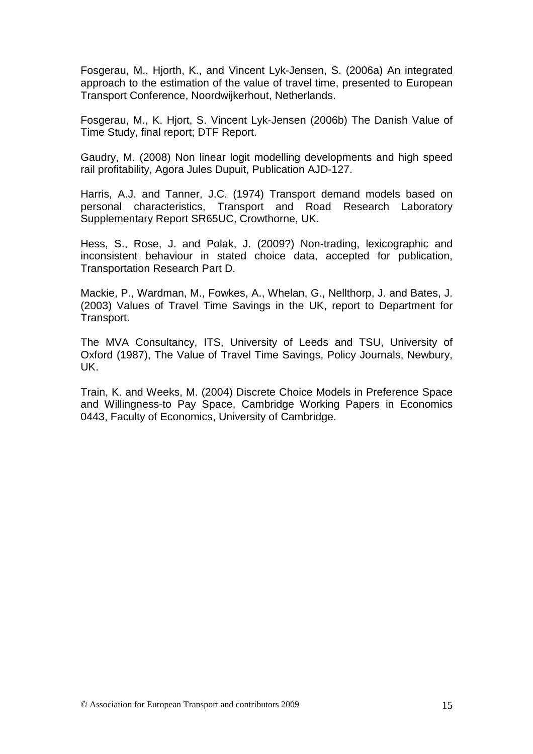Fosgerau, M., Hjorth, K., and Vincent Lyk-Jensen, S. (2006a) An integrated approach to the estimation of the value of travel time, presented to European Transport Conference, Noordwijkerhout, Netherlands.

Fosgerau, M., K. Hjort, S. Vincent Lyk-Jensen (2006b) The Danish Value of Time Study, final report; DTF Report.

Gaudry, M. (2008) Non linear logit modelling developments and high speed rail profitability, Agora Jules Dupuit, Publication AJD-127.

Harris, A.J. and Tanner, J.C. (1974) Transport demand models based on personal characteristics, Transport and Road Research Laboratory Supplementary Report SR65UC, Crowthorne, UK.

Hess, S., Rose, J. and Polak, J. (2009?) Non-trading, lexicographic and inconsistent behaviour in stated choice data, accepted for publication, Transportation Research Part D.

Mackie, P., Wardman, M., Fowkes, A., Whelan, G., Nellthorp, J. and Bates, J. (2003) Values of Travel Time Savings in the UK, report to Department for Transport.

The MVA Consultancy, ITS, University of Leeds and TSU, University of Oxford (1987), The Value of Travel Time Savings, Policy Journals, Newbury, UK.

Train, K. and Weeks, M. (2004) Discrete Choice Models in Preference Space and Willingness-to Pay Space, Cambridge Working Papers in Economics 0443, Faculty of Economics, University of Cambridge.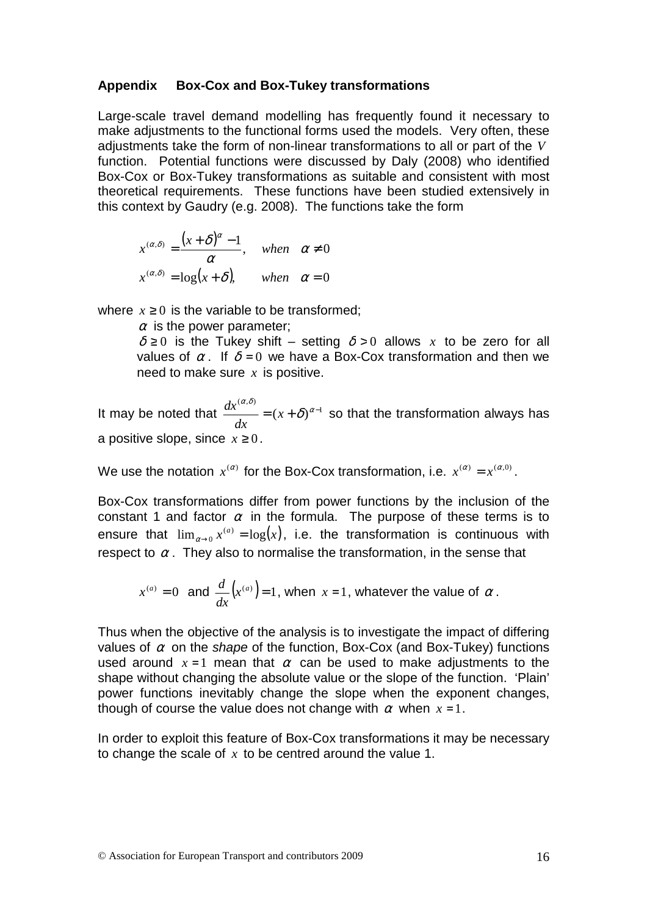## Appendix Box-Cox and Box-Tukey transformations

Large-scale travel demand modelling has frequently found it necessary to make adjustments to the functional forms used the models. Very often, these adjustments take the form of non-linear transformations to all or part of the $V$ function. Potential functions were discussed by Daly (2008) who identified Box-Cox or Box-Tukey transformations as suitable and consistent with most theoretical requirements. These functions have been studied extensively in this context by Gaudry (e.g. 2008). The functions take the form

$$x^{(\alpha,\delta)} = \frac{(x+\delta)^{\alpha} - 1}{\alpha}, \quad when \quad \alpha \neq 0$$

$$x^{(\alpha,\delta)} = \log(x+\delta), \qquad when \quad \alpha = 0$$

where $x \geq 0$ is the variable to be transformed;

$\alpha$ is the power parameter;

$\delta \geq 0$ is the Tukey shift – setting $\delta > 0$ allows $x$ to be zero for all values of $\alpha$. If $\delta = 0$ we have a Box-Cox transformation and then we need to make sure $x$ is positive.

It may be noted that $\frac{dx^{(\alpha,\delta)}}{dx} = (x+\delta)^{\alpha-1}$ so that the transformation always has a positive slope, since $x \geq 0$.

We use the notation $x^{(\alpha)}$ for the Box-Cox transformation, i.e. $x^{(\alpha)} = x^{(\alpha,0)}$.

Box-Cox transformations differ from power functions by the inclusion of the constant 1 and factor $\alpha$ in the formula. The purpose of these terms is to ensure that $\lim_{\alpha \to 0} x^{(a)} = \log(x)$, i.e. the transformation is continuous with respect to $\alpha$. They also to normalise the transformation, in the sense that

$$x^{(a)} = 0 \text{ and } \frac{d}{dx}\left(x^{(a)}\right) = 1, \text{ when } x = 1, \text{ whatever the value of } \alpha.$$

Thus when the objective of the analysis is to investigate the impact of differing values of $\alpha$ on the *shape* of the function, Box-Cox (and Box-Tukey) functions used around $x = 1$ mean that $\alpha$ can be used to make adjustments to the shape without changing the absolute value or the slope of the function. 'Plain' power functions inevitably change the slope when the exponent changes, though of course the value does not change with $\alpha$ when $x = 1$.

In order to exploit this feature of Box-Cox transformations it may be necessary to change the scale of $x$ to be centred around the value 1.